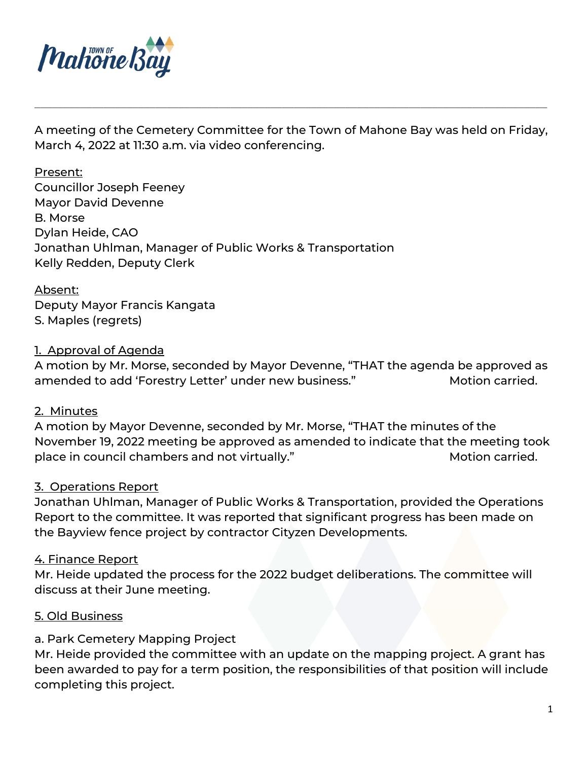A meeting of the Cemetery Committee for the Town of Mahone Bay was held on Friday, March 4, 2022 at 11:30 a.m. via video conferencing.

Present:
Councillor Joseph Feeney
Mayor David Devenne
B. Morse
Dylan Heide, CAO
Jonathan Uhlman, Manager of Public Works & Transportation
Kelly Redden, Deputy Clerk

Absent:
Deputy Mayor Francis Kangata
S. Maples (regrets)

## 1. Approval of Agenda

A motion by Mr. Morse, seconded by Mayor Devenne, "THAT the agenda be approved as amended to add 'Forestry Letter' under new business." Motion carried.

## 2. Minutes

A motion by Mayor Devenne, seconded by Mr. Morse, "THAT the minutes of the November 19, 2022 meeting be approved as amended to indicate that the meeting took place in council chambers and not virtually." Motion carried.

## 3. Operations Report

Jonathan Uhlman, Manager of Public Works & Transportation, provided the Operations Report to the committee. It was reported that significant progress has been made on the Bayview fence project by contractor Cityzen Developments.

## 4. Finance Report

Mr. Heide updated the process for the 2022 budget deliberations. The committee will discuss at their June meeting.

## 5. Old Business

a. Park Cemetery Mapping Project

Mr. Heide provided the committee with an update on the mapping project. A grant has been awarded to pay for a term position, the responsibilities of that position will include completing this project.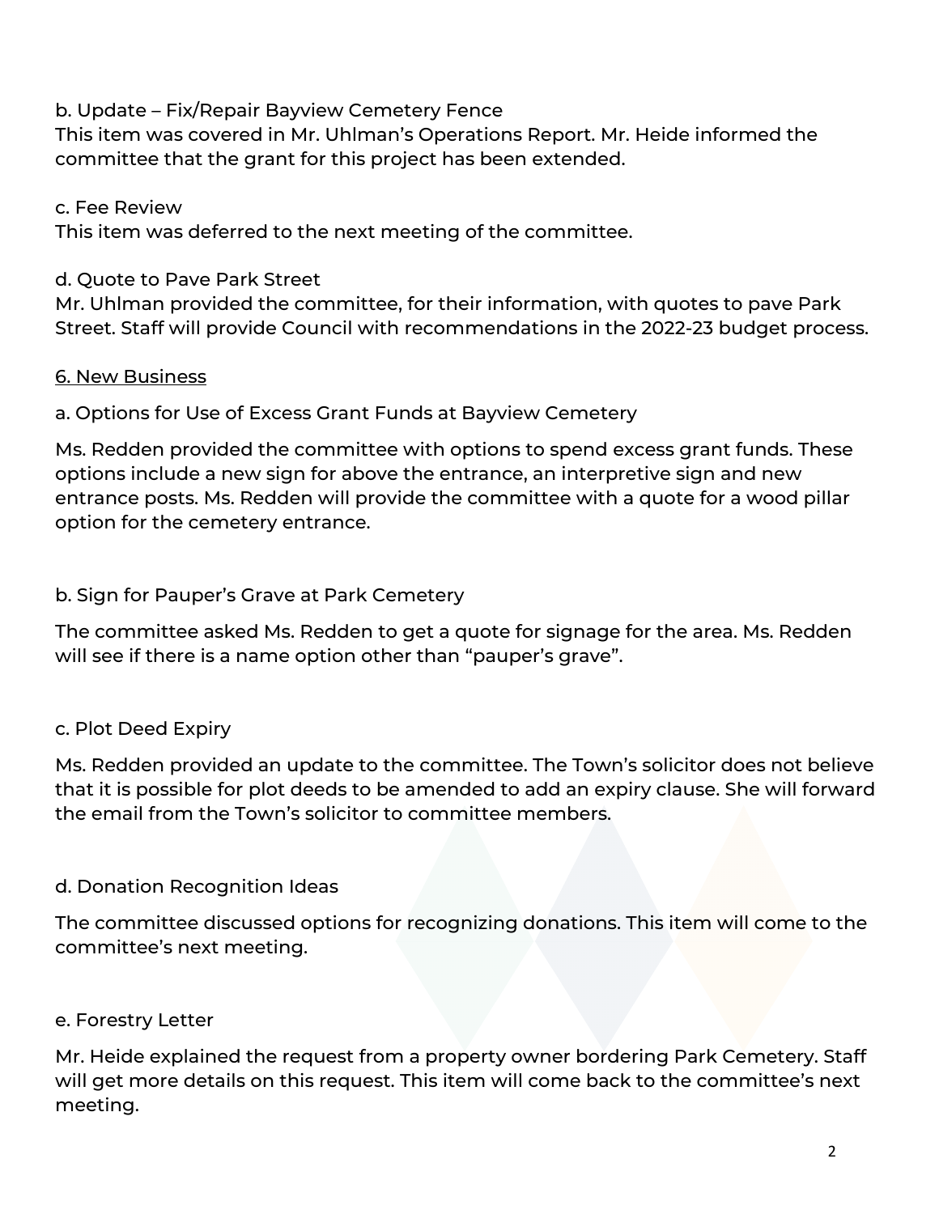b. Update – Fix/Repair Bayview Cemetery Fence

This item was covered in Mr. Uhlman's Operations Report. Mr. Heide informed the committee that the grant for this project has been extended.

c. Fee Review

This item was deferred to the next meeting of the committee.

d. Quote to Pave Park Street

Mr. Uhlman provided the committee, for their information, with quotes to pave Park Street. Staff will provide Council with recommendations in the 2022-23 budget process.

<u>6. New Business</u>

a. Options for Use of Excess Grant Funds at Bayview Cemetery

Ms. Redden provided the committee with options to spend excess grant funds. These options include a new sign for above the entrance, an interpretive sign and new entrance posts. Ms. Redden will provide the committee with a quote for a wood pillar option for the cemetery entrance.

b. Sign for Pauper's Grave at Park Cemetery

The committee asked Ms. Redden to get a quote for signage for the area. Ms. Redden will see if there is a name option other than "pauper's grave".

c. Plot Deed Expiry

Ms. Redden provided an update to the committee. The Town's solicitor does not believe that it is possible for plot deeds to be amended to add an expiry clause. She will forward the email from the Town's solicitor to committee members.

d. Donation Recognition Ideas

The committee discussed options for recognizing donations. This item will come to the committee's next meeting.

e. Forestry Letter

Mr. Heide explained the request from a property owner bordering Park Cemetery. Staff will get more details on this request. This item will come back to the committee's next meeting.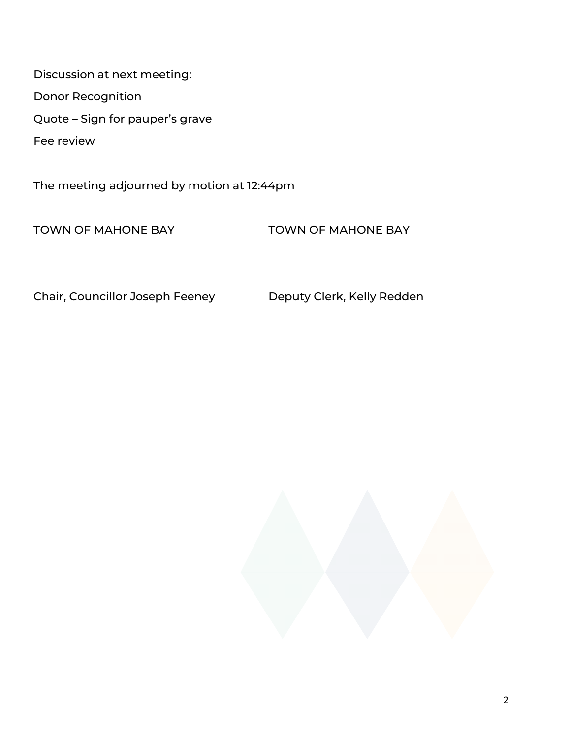Discussion at next meeting:

Donor Recognition

Quote – Sign for pauper's grave

Fee review

The meeting adjourned by motion at 12:44pm

TOWN OF MAHONE BAY

Chair, Councillor Joseph Feeney

TOWN OF MAHONE BAY

Deputy Clerk, Kelly Redden